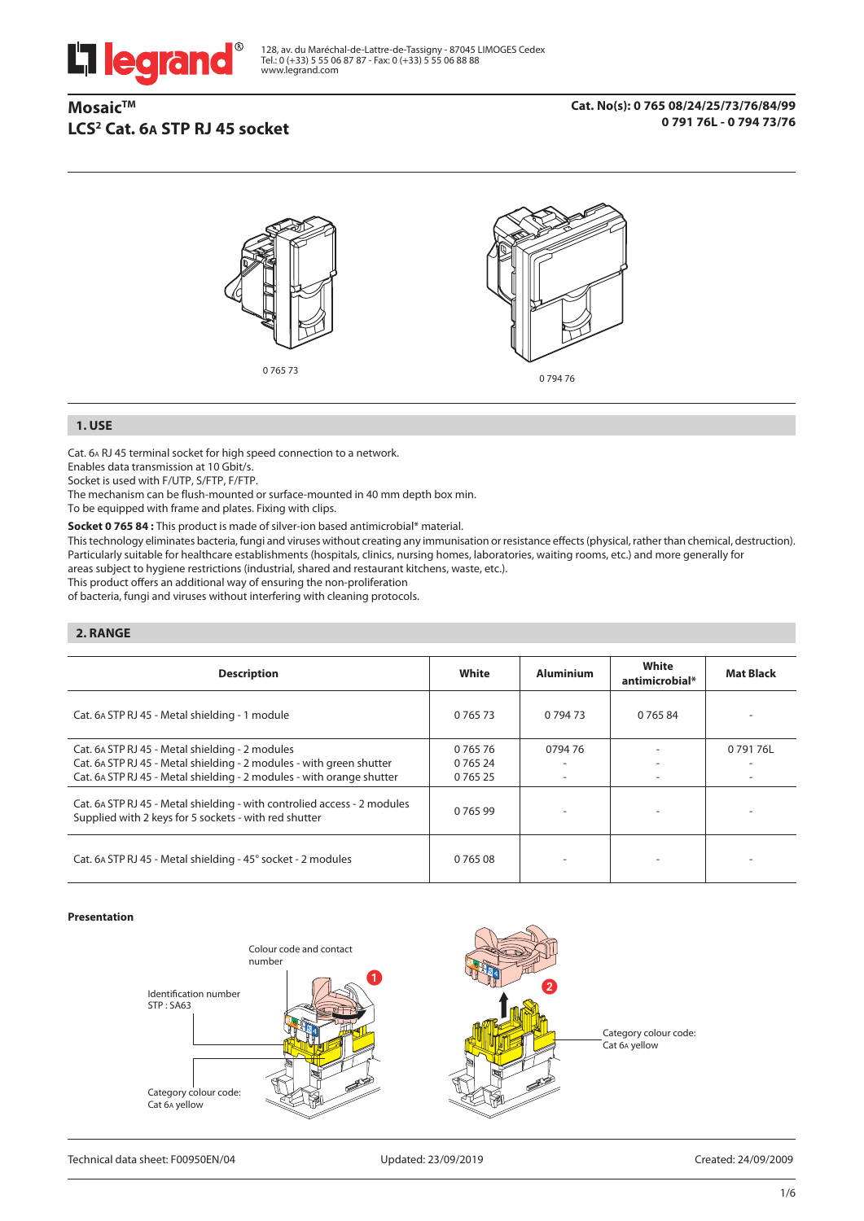128, av. du Maréchal-de-Lattre-de-Tassigny - 87045 LIMOGES Cedex
Tel.: 0 (+33) 5 55 06 87 87 - Fax: 0 (+33) 5 55 06 88 88
www.legrand.com

# Mosaic™
# LCS² Cat. 6A STP RJ 45 socket

**Cat. No(s): 0 765 08/24/25/73/76/84/99**
**0 791 76L - 0 794 73/76**

0 765 73

0 794 76

## 1. USE

Cat. 6A RJ 45 terminal socket for high speed connection to a network.
Enables data transmission at 10 Gbit/s.
Socket is used with F/UTP, S/FTP, F/FTP.
The mechanism can be flush-mounted or surface-mounted in 40 mm depth box min.
To be equipped with frame and plates. Fixing with clips.

**Socket 0 765 84 :** This product is made of silver-ion based antimicrobial* material.
This technology eliminates bacteria, fungi and viruses without creating any immunisation or resistance effects (physical, rather than chemical, destruction).
Particularly suitable for healthcare establishments (hospitals, clinics, nursing homes, laboratories, waiting rooms, etc.) and more generally for areas subject to hygiene restrictions (industrial, shared and restaurant kitchens, waste, etc.).
This product offers an additional way of ensuring the non-proliferation of bacteria, fungi and viruses without interfering with cleaning protocols.

## 2. RANGE

| Description | White | Aluminium | White antimicrobial* | Mat Black |
|---|---|---|---|---|
| Cat. 6A STP RJ 45 - Metal shielding - 1 module | 0 765 73 | 0 794 73 | 0 765 84 | - |
| Cat. 6A STP RJ 45 - Metal shielding - 2 modules<br>Cat. 6A STP RJ 45 - Metal shielding - 2 modules - with green shutter<br>Cat. 6A STP RJ 45 - Metal shielding - 2 modules - with orange shutter | 0 765 76<br>0 765 24<br>0 765 25 | 0794 76<br>-<br>- | -<br>-<br>- | 0 791 76L<br>-<br>- |
| Cat. 6A STP RJ 45 - Metal shielding - with controlied access - 2 modules<br>Supplied with 2 keys for 5 sockets - with red shutter | 0 765 99 | - | - | - |
| Cat. 6A STP RJ 45 - Metal shielding - 45° socket - 2 modules | 0 765 08 | - | - | - |

**Presentation**

Colour code and contact number

Identification number STP : SA63

Category colour code: Cat 6A yellow

Category colour code: Cat 6A yellow

Technical data sheet: F00950EN/04 Updated: 23/09/2019 Created: 24/09/2009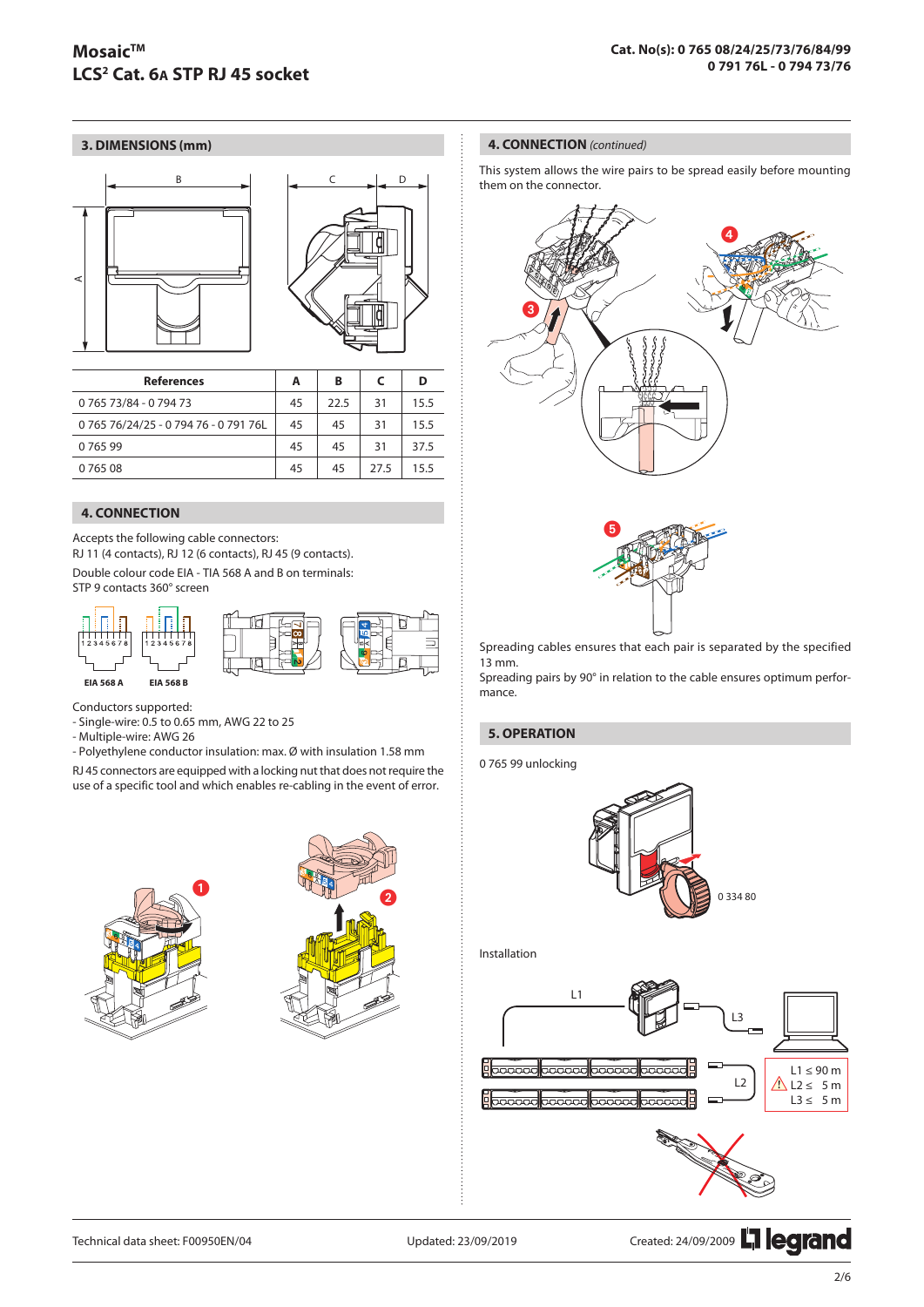## 3. DIMENSIONS (mm)

| References | A | B | C | D |
|---|---|---|---|---|
| 0 765 73/84 - 0 794 73 | 45 | 22.5 | 31 | 15.5 |
| 0 765 76/24/25 - 0 794 76 - 0 791 76L | 45 | 45 | 31 | 15.5 |
| 0 765 99 | 45 | 45 | 31 | 37.5 |
| 0 765 08 | 45 | 45 | 27.5 | 15.5 |

## 4. CONNECTION

Accepts the following cable connectors:
RJ 11 (4 contacts), RJ 12 (6 contacts), RJ 45 (9 contacts).

Double colour code EIA - TIA 568 A and B on terminals:
STP 9 contacts 360° screen

EIA 568 A    EIA 568 B

Conductors supported:
- Single-wire: 0.5 to 0.65 mm, AWG 22 to 25
- Multiple-wire: AWG 26
- Polyethylene conductor insulation: max. Ø with insulation 1.58 mm

RJ 45 connectors are equipped with a locking nut that does not require the use of a specific tool and which enables re-cabling in the event of error.

## 4. CONNECTION *(continued)*

This system allows the wire pairs to be spread easily before mounting them on the connector.

Spreading cables ensures that each pair is separated by the specified 13 mm.
Spreading pairs by 90° in relation to the cable ensures optimum performance.

## 5. OPERATION

0 765 99 unlocking

0 334 80

Installation

L1 ≤ 90 m
L2 ≤ 5 m
L3 ≤ 5 m

Technical data sheet: F00950EN/04    Updated: 23/09/2019    Created: 24/09/2009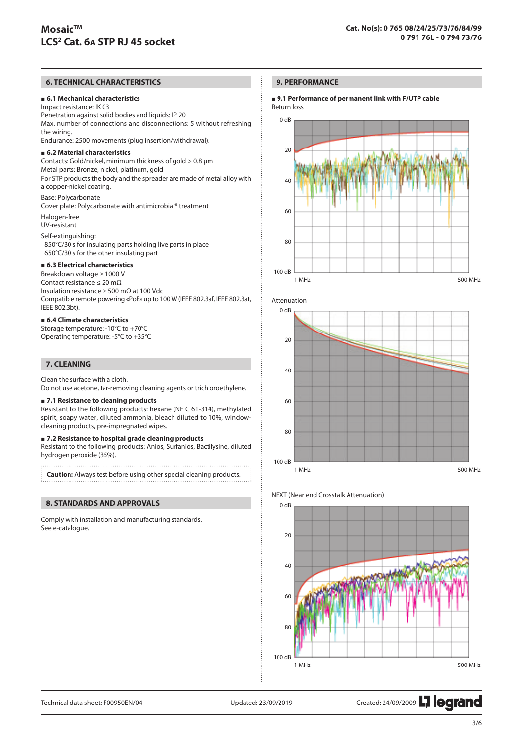## 6. TECHNICAL CHARACTERISTICS

### ■ 6.1 Mechanical characteristics

Impact resistance: IK 03
Penetration against solid bodies and liquids: IP 20
Max. number of connections and disconnections: 5 without refreshing the wiring.
Endurance: 2500 movements (plug insertion/withdrawal).

### ■ 6.2 Material characteristics

Contacts: Gold/nickel, minimum thickness of gold > 0.8 µm
Metal parts: Bronze, nickel, platinum, gold
For STP products the body and the spreader are made of metal alloy with a copper-nickel coating.

Base: Polycarbonate
Cover plate: Polycarbonate with antimicrobial* treatment

Halogen-free
UV-resistant

Self-extinguishing:
850°C/30 s for insulating parts holding live parts in place
650°C/30 s for the other insulating part

### ■ 6.3 Electrical characteristics

Breakdown voltage ≥ 1000 V
Contact resistance ≤ 20 mΩ
Insulation resistance ≥ 500 mΩ at 100 Vdc
Compatible remote powering «PoE» up to 100 W (IEEE 802.3af, IEEE 802.3at, IEEE 802.3bt).

### ■ 6.4 Climate characteristics

Storage temperature: -10°C to +70°C
Operating temperature: -5°C to +35°C

## 7. CLEANING

Clean the surface with a cloth.
Do not use acetone, tar-removing cleaning agents or trichloroethylene.

### ■ 7.1 Resistance to cleaning products

Resistant to the following products: hexane (NF C 61-314), methylated spirit, soapy water, diluted ammonia, bleach diluted to 10%, window-cleaning products, pre-impregnated wipes.

### ■ 7.2 Resistance to hospital grade cleaning products

Resistant to the following products: Anios, Surfanios, Bactilysine, diluted hydrogen peroxide (35%).

**Caution:** Always test before using other special cleaning products.

## 8. STANDARDS AND APPROVALS

Comply with installation and manufacturing standards.
See e-catalogue.

## 9. PERFORMANCE

### ■ 9.1 Performance of permanent link with F/UTP cable

Return loss

Attenuation

NEXT (Near end Crosstalk Attenuation)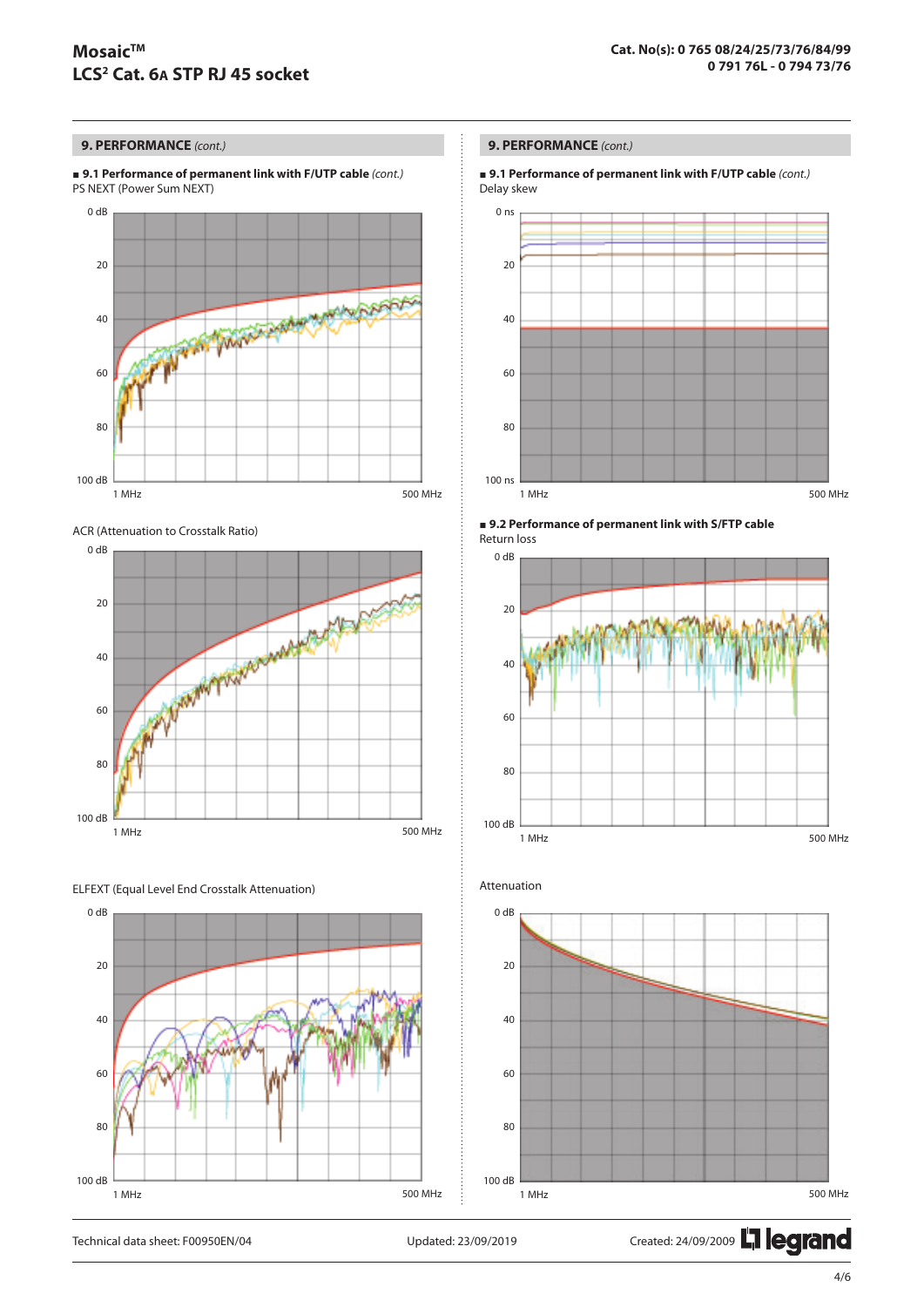## 9. PERFORMANCE *(cont.)*

■ **9.1 Performance of permanent link with F/UTP cable** *(cont.)*

PS NEXT (Power Sum NEXT)

0 dB, 20, 40, 60, 80, 100 dB — 1 MHz to 500 MHz

ACR (Attenuation to Crosstalk Ratio)

0 dB, 20, 40, 60, 80, 100 dB — 1 MHz to 500 MHz

ELFEXT (Equal Level End Crosstalk Attenuation)

0 dB, 20, 40, 60, 80, 100 dB — 1 MHz to 500 MHz

## 9. PERFORMANCE *(cont.)*

■ **9.1 Performance of permanent link with F/UTP cable** *(cont.)*

Delay skew

0 ns, 20, 40, 60, 80, 100 ns — 1 MHz to 500 MHz

■ **9.2 Performance of permanent link with S/FTP cable**

Return loss

0 dB, 20, 40, 60, 80, 100 dB — 1 MHz to 500 MHz

Attenuation

0 dB, 20, 40, 60, 80, 100 dB — 1 MHz to 500 MHz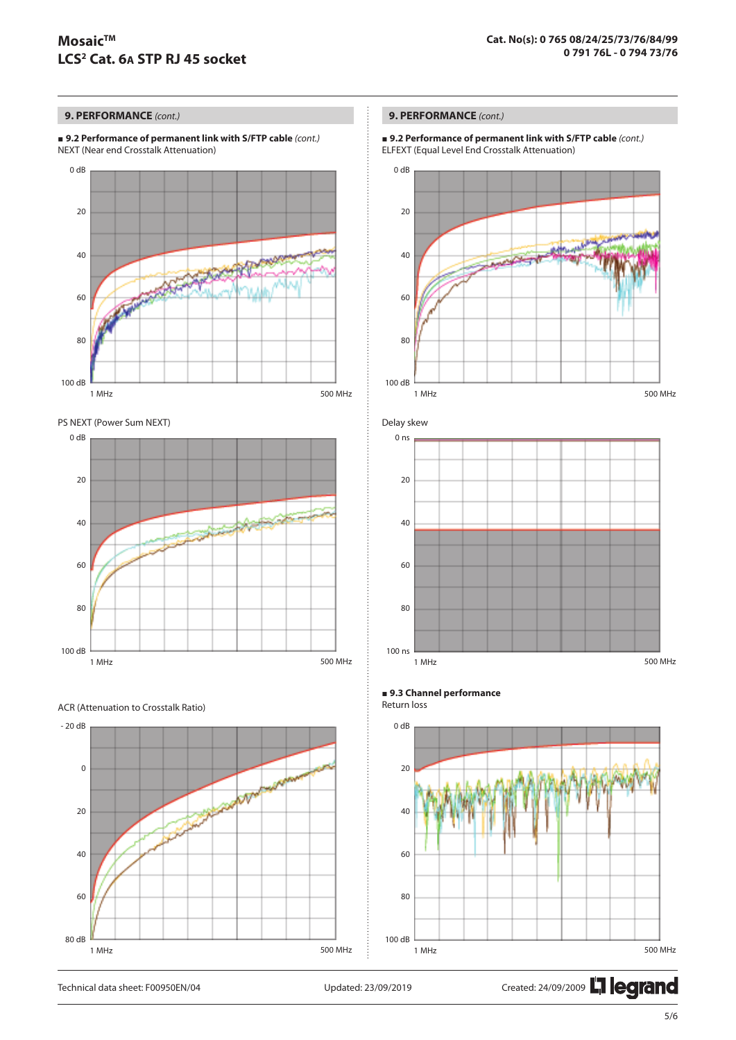## 9. PERFORMANCE *(cont.)*

■ **9.2 Performance of permanent link with S/FTP cable** *(cont.)*

NEXT (Near end Crosstalk Attenuation)

0 dB
20
40
60
80
100 dB
1 MHz
500 MHz

PS NEXT (Power Sum NEXT)

0 dB
20
40
60
80
100 dB
1 MHz
500 MHz

ACR (Attenuation to Crosstalk Ratio)

- 20 dB
0
20
40
60
80 dB
1 MHz
500 MHz

## 9. PERFORMANCE *(cont.)*

■ **9.2 Performance of permanent link with S/FTP cable** *(cont.)*

ELFEXT (Equal Level End Crosstalk Attenuation)

0 dB
20
40
60
80
100 dB
1 MHz
500 MHz

Delay skew

0 ns
20
40
60
80
100 ns
1 MHz
500 MHz

■ **9.3 Channel performance**

Return loss

0 dB
20
40
60
80
100 dB
1 MHz
500 MHz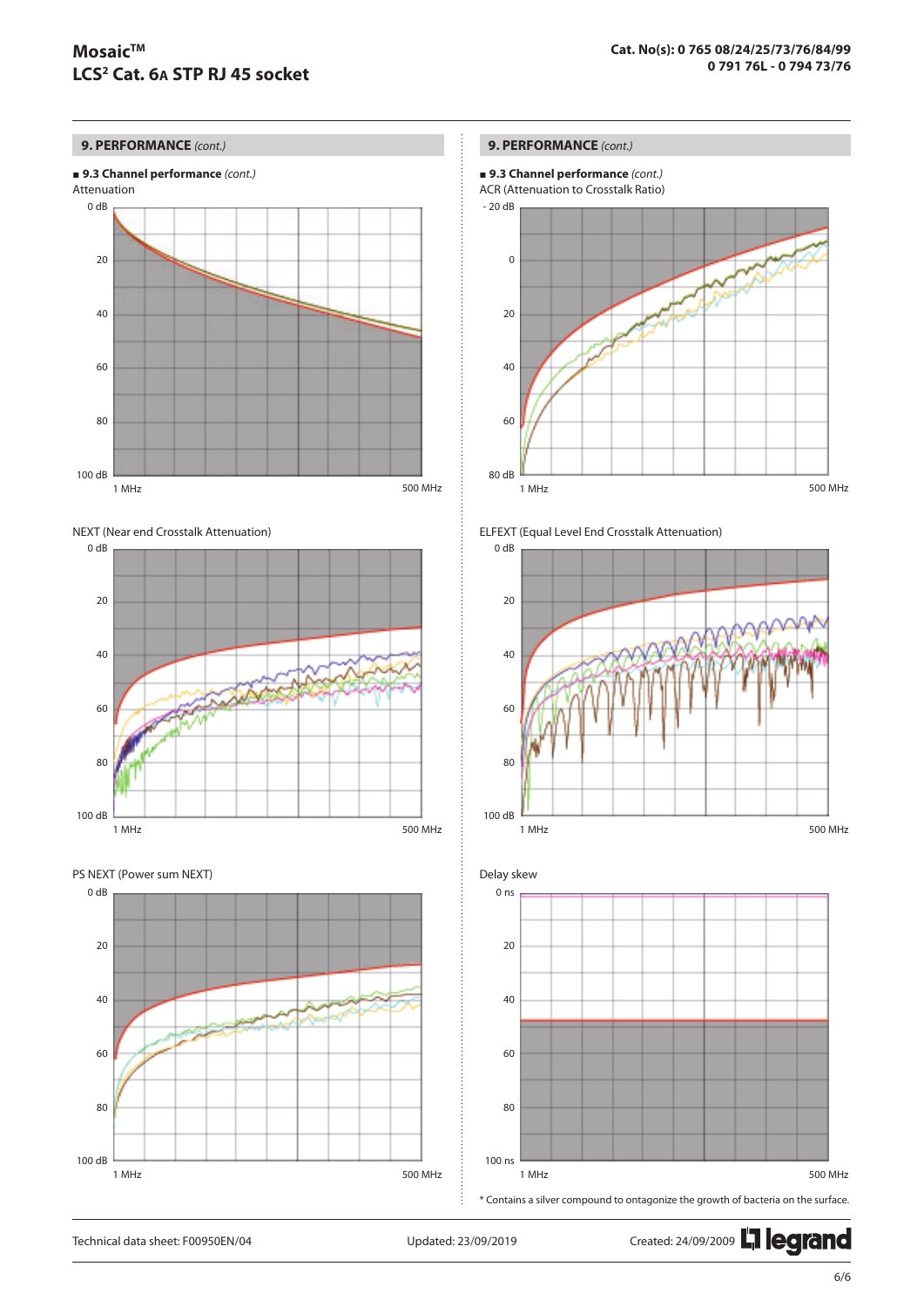## 9. PERFORMANCE *(cont.)*

■ **9.3 Channel performance** *(cont.)*

Attenuation

0 dB
20
40
60
80
100 dB
1 MHz
500 MHz

NEXT (Near end Crosstalk Attenuation)

0 dB
20
40
60
80
100 dB
1 MHz
500 MHz

PS NEXT (Power sum NEXT)

0 dB
20
40
60
80
100 dB
1 MHz
500 MHz

## 9. PERFORMANCE *(cont.)*

■ **9.3 Channel performance** *(cont.)*

ACR (Attenuation to Crosstalk Ratio)

- 20 dB
0
20
40
60
80 dB
1 MHz
500 MHz

ELFEXT (Equal Level End Crosstalk Attenuation)

0 dB
20
40
60
80
100 dB
1 MHz
500 MHz

Delay skew

0 ns
20
40
60
80
100 ns
1 MHz
500 MHz

* Contains a silver compound to ontagonize the growth of bacteria on the surface.